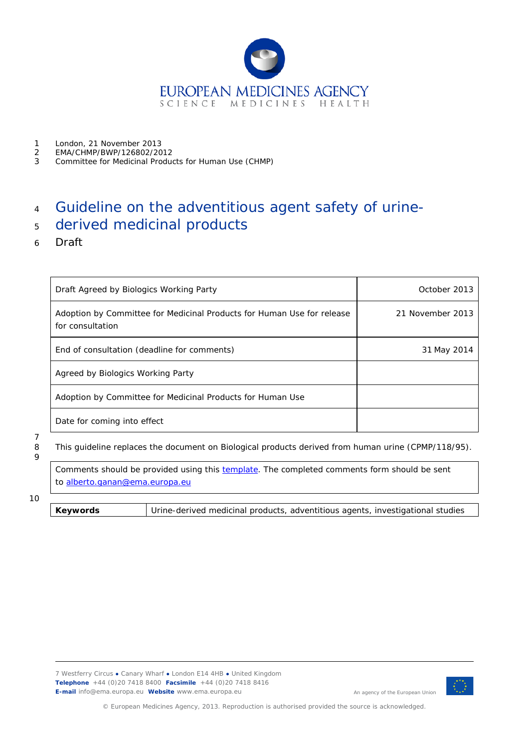London, 21 November 2013
EMA/CHMP/BWP/126802/2012
Committee for Medicinal Products for Human Use (CHMP)

# Guideline on the adventitious agent safety of urine-derived medicinal products

Draft

| Draft Agreed by Biologics Working Party | October 2013 |
| --- | --- |
| Adoption by Committee for Medicinal Products for Human Use for release for consultation | 21 November 2013 |
| End of consultation (deadline for comments) | 31 May 2014 |
| Agreed by Biologics Working Party | |
| Adoption by Committee for Medicinal Products for Human Use | |
| Date for coming into effect | |

This guideline replaces the document on Biological products derived from human urine (CPMP/118/95).

Comments should be provided using this template. The completed comments form should be sent to alberto.ganan@ema.europa.eu

| Keywords | Urine-derived medicinal products, adventitious agents, investigational studies |
| --- | --- |

7 Westferry Circus ● Canary Wharf ● London E14 4HB ● United Kingdom
**Telephone** +44 (0)20 7418 8400 **Facsimile** +44 (0)20 7418 8416
**E-mail** info@ema.europa.eu **Website** www.ema.europa.eu

An agency of the European Union

© European Medicines Agency, 2013. Reproduction is authorised provided the source is acknowledged.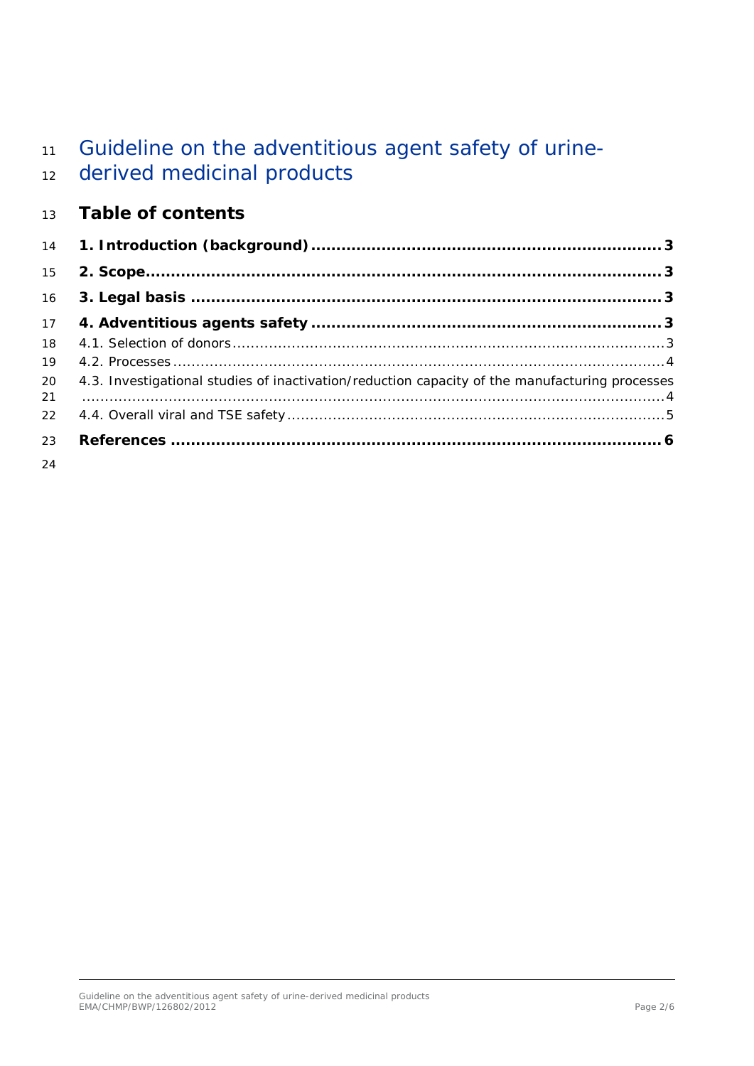# Guideline on the adventitious agent safety of urine-derived medicinal products

## Table of contents

**1. Introduction (background)** ........................................................ **3**

**2. Scope** ........................................................................................ **3**

**3. Legal basis** ................................................................................ **3**

**4. Adventitious agents safety** ........................................................ **3**

4.1. Selection of donors ........................................................................ 3

4.2. Processes ...................................................................................... 4

4.3. Investigational studies of inactivation/reduction capacity of the manufacturing processes ........................................................................................................ 4

4.4. Overall viral and TSE safety ............................................................ 5

**References** ....................................................................................... **6**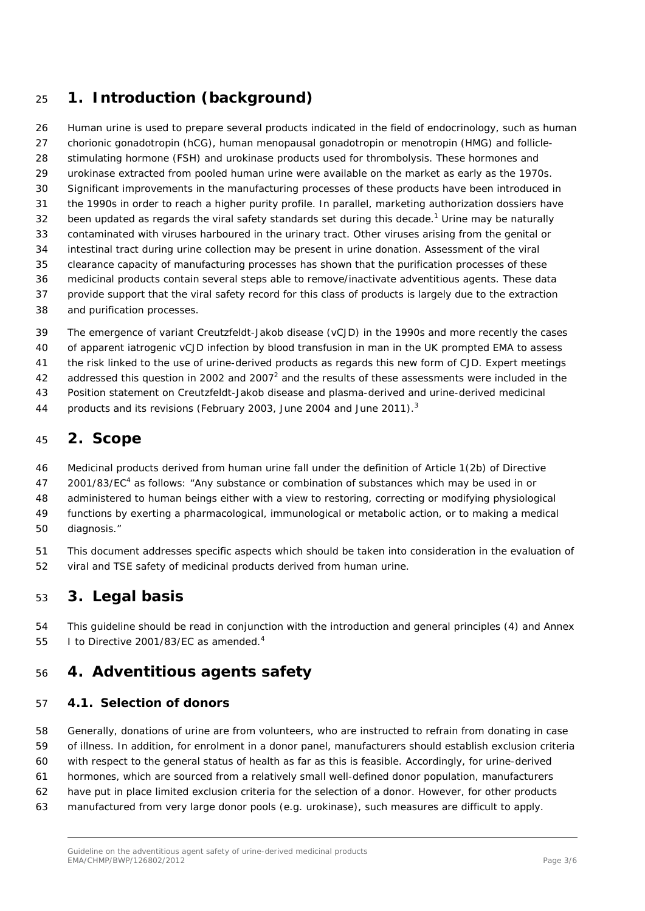# 1. Introduction (background)

Human urine is used to prepare several products indicated in the field of endocrinology, such as human chorionic gonadotropin (hCG), human menopausal gonadotropin or menotropin (HMG) and follicle-stimulating hormone (FSH) and urokinase products used for thrombolysis. These hormones and urokinase extracted from pooled human urine were available on the market as early as the 1970s. Significant improvements in the manufacturing processes of these products have been introduced in the 1990s in order to reach a higher purity profile. In parallel, marketing authorization dossiers have been updated as regards the viral safety standards set during this decade.[1] Urine may be naturally contaminated with viruses harboured in the urinary tract. Other viruses arising from the genital or intestinal tract during urine collection may be present in urine donation. Assessment of the viral clearance capacity of manufacturing processes has shown that the purification processes of these medicinal products contain several steps able to remove/inactivate adventitious agents. These data provide support that the viral safety record for this class of products is largely due to the extraction and purification processes.

The emergence of variant Creutzfeldt-Jakob disease (vCJD) in the 1990s and more recently the cases of apparent iatrogenic vCJD infection by blood transfusion in man in the UK prompted EMA to assess the risk linked to the use of urine-derived products as regards this new form of CJD. Expert meetings addressed this question in 2002 and 2007[2] and the results of these assessments were included in the Position statement on Creutzfeldt-Jakob disease and plasma-derived and urine-derived medicinal products and its revisions (February 2003, June 2004 and June 2011).[3]

# 2. Scope

Medicinal products derived from human urine fall under the definition of Article 1(2b) of Directive 2001/83/EC[4] as follows: "Any substance or combination of substances which may be used in or administered to human beings either with a view to restoring, correcting or modifying physiological functions by exerting a pharmacological, immunological or metabolic action, or to making a medical diagnosis."

This document addresses specific aspects which should be taken into consideration in the evaluation of viral and TSE safety of medicinal products derived from human urine.

# 3. Legal basis

This guideline should be read in conjunction with the introduction and general principles (4) and Annex I to Directive 2001/83/EC as amended.[4]

# 4. Adventitious agents safety

## 4.1. Selection of donors

Generally, donations of urine are from volunteers, who are instructed to refrain from donating in case of illness. In addition, for enrolment in a donor panel, manufacturers should establish exclusion criteria with respect to the general status of health as far as this is feasible. Accordingly, for urine-derived hormones, which are sourced from a relatively small well-defined donor population, manufacturers have put in place limited exclusion criteria for the selection of a donor. However, for other products manufactured from very large donor pools (e.g. urokinase), such measures are difficult to apply.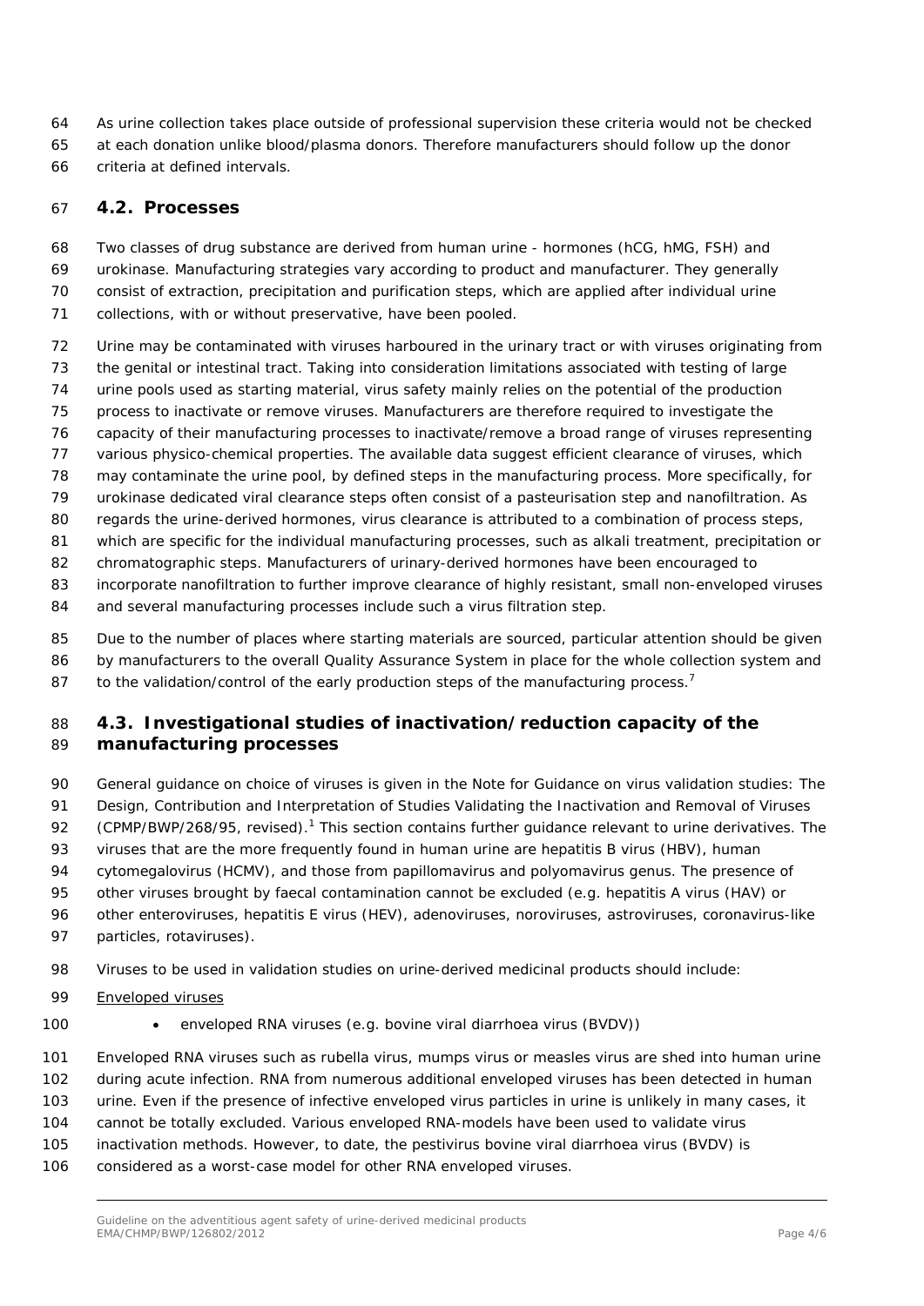As urine collection takes place outside of professional supervision these criteria would not be checked at each donation unlike blood/plasma donors. Therefore manufacturers should follow up the donor criteria at defined intervals.

## 4.2. Processes

Two classes of drug substance are derived from human urine - hormones (hCG, hMG, FSH) and urokinase. Manufacturing strategies vary according to product and manufacturer. They generally consist of extraction, precipitation and purification steps, which are applied after individual urine collections, with or without preservative, have been pooled.

Urine may be contaminated with viruses harboured in the urinary tract or with viruses originating from the genital or intestinal tract. Taking into consideration limitations associated with testing of large urine pools used as starting material, virus safety mainly relies on the potential of the production process to inactivate or remove viruses. Manufacturers are therefore required to investigate the capacity of their manufacturing processes to inactivate/remove a broad range of viruses representing various physico-chemical properties. The available data suggest efficient clearance of viruses, which may contaminate the urine pool, by defined steps in the manufacturing process. More specifically, for urokinase dedicated viral clearance steps often consist of a pasteurisation step and nanofiltration. As regards the urine-derived hormones, virus clearance is attributed to a combination of process steps, which are specific for the individual manufacturing processes, such as alkali treatment, precipitation or chromatographic steps. Manufacturers of urinary-derived hormones have been encouraged to incorporate nanofiltration to further improve clearance of highly resistant, small non-enveloped viruses and several manufacturing processes include such a virus filtration step.

Due to the number of places where starting materials are sourced, particular attention should be given by manufacturers to the overall Quality Assurance System in place for the whole collection system and to the validation/control of the early production steps of the manufacturing process.[7]

## 4.3. Investigational studies of inactivation/reduction capacity of the manufacturing processes

General guidance on choice of viruses is given in the Note for Guidance on virus validation studies: The Design, Contribution and Interpretation of Studies Validating the Inactivation and Removal of Viruses (CPMP/BWP/268/95, revised).[1] This section contains further guidance relevant to urine derivatives. The viruses that are the more frequently found in human urine are hepatitis B virus (HBV), human cytomegalovirus (HCMV), and those from papillomavirus and polyomavirus genus. The presence of other viruses brought by faecal contamination cannot be excluded (e.g. hepatitis A virus (HAV) or other enteroviruses, hepatitis E virus (HEV), adenoviruses, noroviruses, astroviruses, coronavirus-like particles, rotaviruses).

Viruses to be used in validation studies on urine-derived medicinal products should include:

Enveloped viruses

- enveloped RNA viruses (e.g. bovine viral diarrhoea virus (BVDV))

Enveloped RNA viruses such as rubella virus, mumps virus or measles virus are shed into human urine during acute infection. RNA from numerous additional enveloped viruses has been detected in human urine. Even if the presence of infective enveloped virus particles in urine is unlikely in many cases, it cannot be totally excluded. Various enveloped RNA-models have been used to validate virus inactivation methods. However, to date, the pestivirus bovine viral diarrhoea virus (BVDV) is considered as a worst-case model for other RNA enveloped viruses.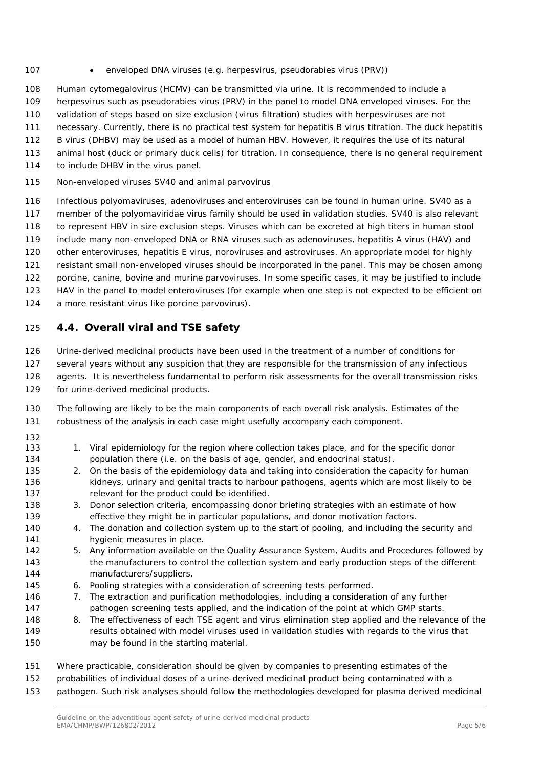- enveloped DNA viruses (e.g. herpesvirus, pseudorabies virus (PRV))

Human cytomegalovirus (HCMV) can be transmitted via urine. It is recommended to include a herpesvirus such as pseudorabies virus (PRV) in the panel to model DNA enveloped viruses. For the validation of steps based on size exclusion (virus filtration) studies with herpesviruses are not necessary. Currently, there is no practical test system for hepatitis B virus titration. The duck hepatitis B virus (DHBV) may be used as a model of human HBV. However, it requires the use of its natural animal host (duck or primary duck cells) for titration. In consequence, there is no general requirement to include DHBV in the virus panel.

Non-enveloped viruses SV40 and animal parvovirus

Infectious polyomaviruses, adenoviruses and enteroviruses can be found in human urine. SV40 as a member of the polyomaviridae virus family should be used in validation studies. SV40 is also relevant to represent HBV in size exclusion steps. Viruses which can be excreted at high titers in human stool include many non-enveloped DNA or RNA viruses such as adenoviruses, hepatitis A virus (HAV) and other enteroviruses, hepatitis E virus, noroviruses and astroviruses. An appropriate model for highly resistant small non-enveloped viruses should be incorporated in the panel. This may be chosen among porcine, canine, bovine and murine parvoviruses. In some specific cases, it may be justified to include HAV in the panel to model enteroviruses (for example when one step is not expected to be efficient on a more resistant virus like porcine parvovirus).

## 4.4. Overall viral and TSE safety

Urine-derived medicinal products have been used in the treatment of a number of conditions for several years without any suspicion that they are responsible for the transmission of any infectious agents. It is nevertheless fundamental to perform risk assessments for the overall transmission risks for urine-derived medicinal products.

The following are likely to be the main components of each overall risk analysis. Estimates of the robustness of the analysis in each case might usefully accompany each component.

1. Viral epidemiology for the region where collection takes place, and for the specific donor population there (i.e. on the basis of age, gender, and endocrinal status).
2. On the basis of the epidemiology data and taking into consideration the capacity for human kidneys, urinary and genital tracts to harbour pathogens, agents which are most likely to be relevant for the product could be identified.
3. Donor selection criteria, encompassing donor briefing strategies with an estimate of how effective they might be in particular populations, and donor motivation factors.
4. The donation and collection system up to the start of pooling, and including the security and hygienic measures in place.
5. Any information available on the Quality Assurance System, Audits and Procedures followed by the manufacturers to control the collection system and early production steps of the different manufacturers/suppliers.
6. Pooling strategies with a consideration of screening tests performed.
7. The extraction and purification methodologies, including a consideration of any further pathogen screening tests applied, and the indication of the point at which GMP starts.
8. The effectiveness of each TSE agent and virus elimination step applied and the relevance of the results obtained with model viruses used in validation studies with regards to the virus that may be found in the starting material.

Where practicable, consideration should be given by companies to presenting estimates of the probabilities of individual doses of a urine-derived medicinal product being contaminated with a pathogen. Such risk analyses should follow the methodologies developed for plasma derived medicinal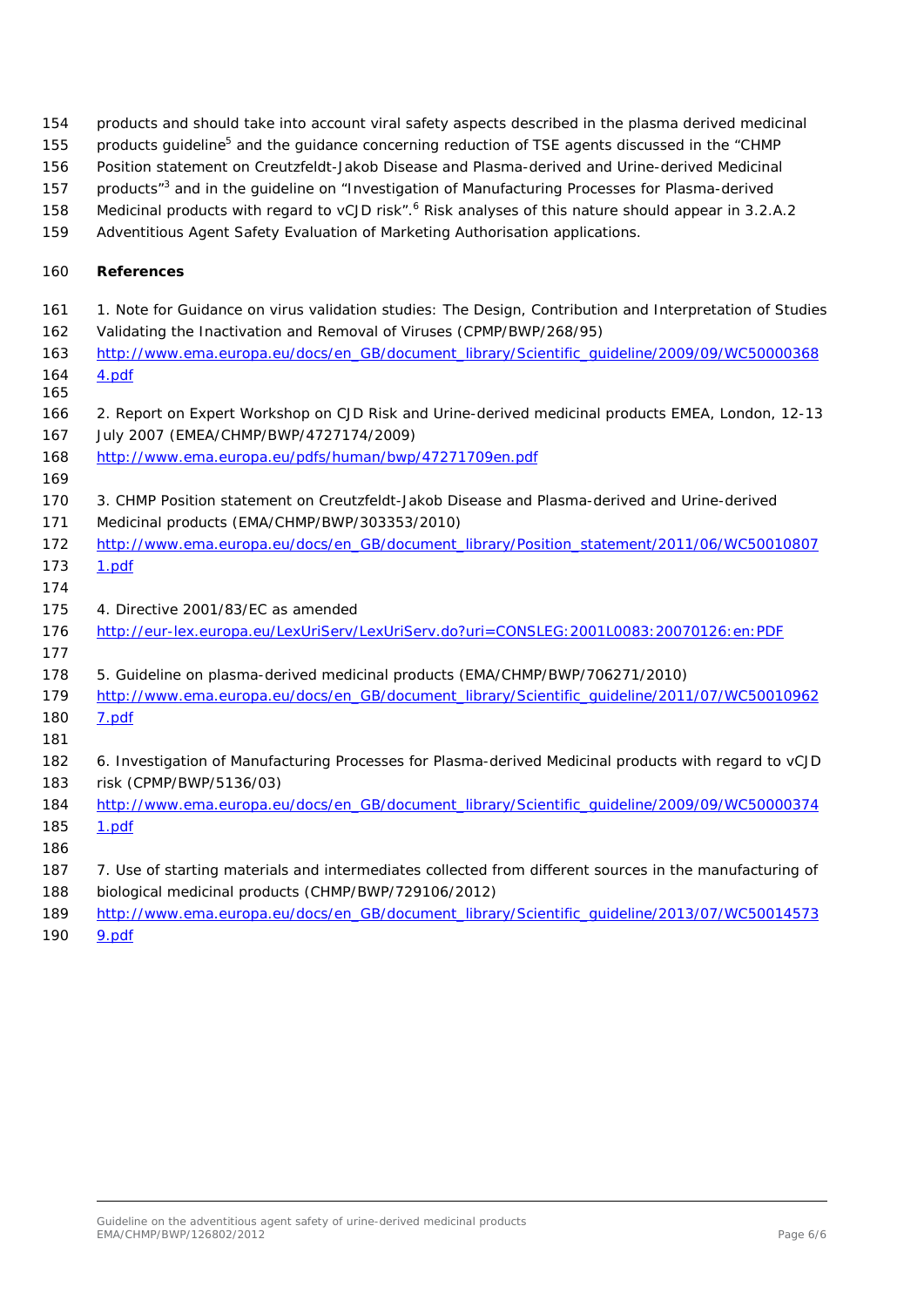products and should take into account viral safety aspects described in the plasma derived medicinal products guideline[5] and the guidance concerning reduction of TSE agents discussed in the "CHMP Position statement on Creutzfeldt-Jakob Disease and Plasma-derived and Urine-derived Medicinal products"[3] and in the guideline on "Investigation of Manufacturing Processes for Plasma-derived Medicinal products with regard to vCJD risk".[6] Risk analyses of this nature should appear in 3.2.A.2 Adventitious Agent Safety Evaluation of Marketing Authorisation applications.

**References**

1. Note for Guidance on virus validation studies: The Design, Contribution and Interpretation of Studies Validating the Inactivation and Removal of Viruses (CPMP/BWP/268/95)
http://www.ema.europa.eu/docs/en_GB/document_library/Scientific_guideline/2009/09/WC500003684.pdf

2. Report on Expert Workshop on CJD Risk and Urine-derived medicinal products EMEA, London, 12-13 July 2007 (EMEA/CHMP/BWP/4727174/2009)
http://www.ema.europa.eu/pdfs/human/bwp/47271709en.pdf

3. CHMP Position statement on Creutzfeldt-Jakob Disease and Plasma-derived and Urine-derived Medicinal products (EMA/CHMP/BWP/303353/2010)
http://www.ema.europa.eu/docs/en_GB/document_library/Position_statement/2011/06/WC500108071.pdf

4. Directive 2001/83/EC as amended
http://eur-lex.europa.eu/LexUriServ/LexUriServ.do?uri=CONSLEG:2001L0083:20070126:en:PDF

5. Guideline on plasma-derived medicinal products (EMA/CHMP/BWP/706271/2010)
http://www.ema.europa.eu/docs/en_GB/document_library/Scientific_guideline/2011/07/WC500109627.pdf

6. Investigation of Manufacturing Processes for Plasma-derived Medicinal products with regard to vCJD risk (CPMP/BWP/5136/03)
http://www.ema.europa.eu/docs/en_GB/document_library/Scientific_guideline/2009/09/WC500003741.pdf

7. Use of starting materials and intermediates collected from different sources in the manufacturing of biological medicinal products (CHMP/BWP/729106/2012)
http://www.ema.europa.eu/docs/en_GB/document_library/Scientific_guideline/2013/07/WC500145739.pdf